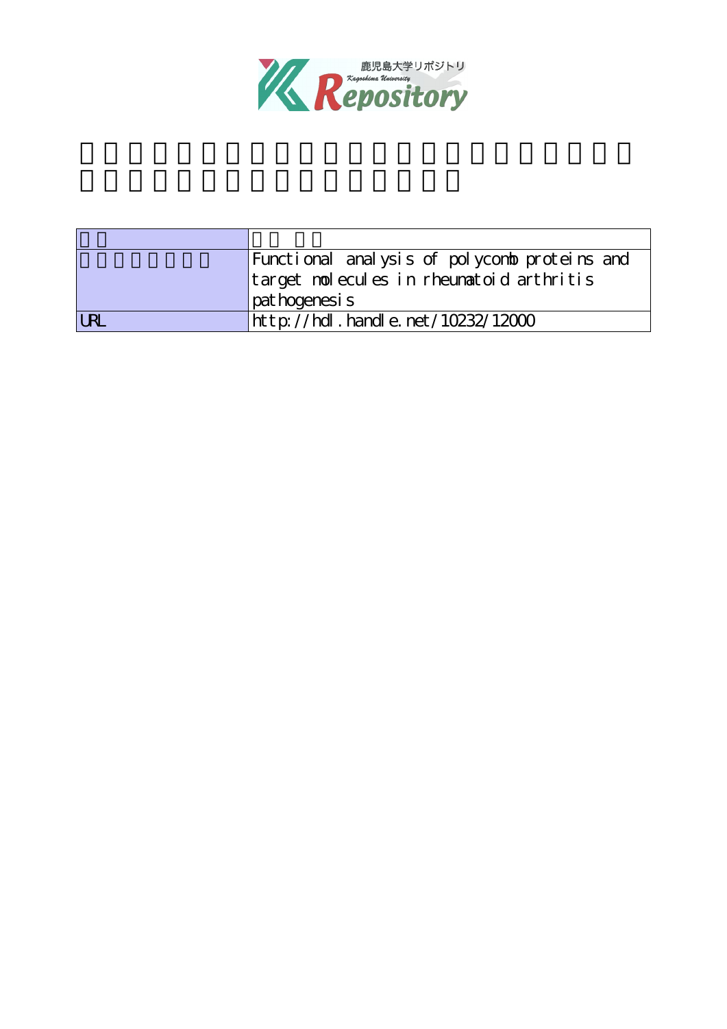|  |  |
|---|---|
|  |  |
|  | Functional analysis of polycomb proteins and target molecules in rheumatoid arthritis pathogenesis |
| URL | http://hdl.handle.net/10232/12000 |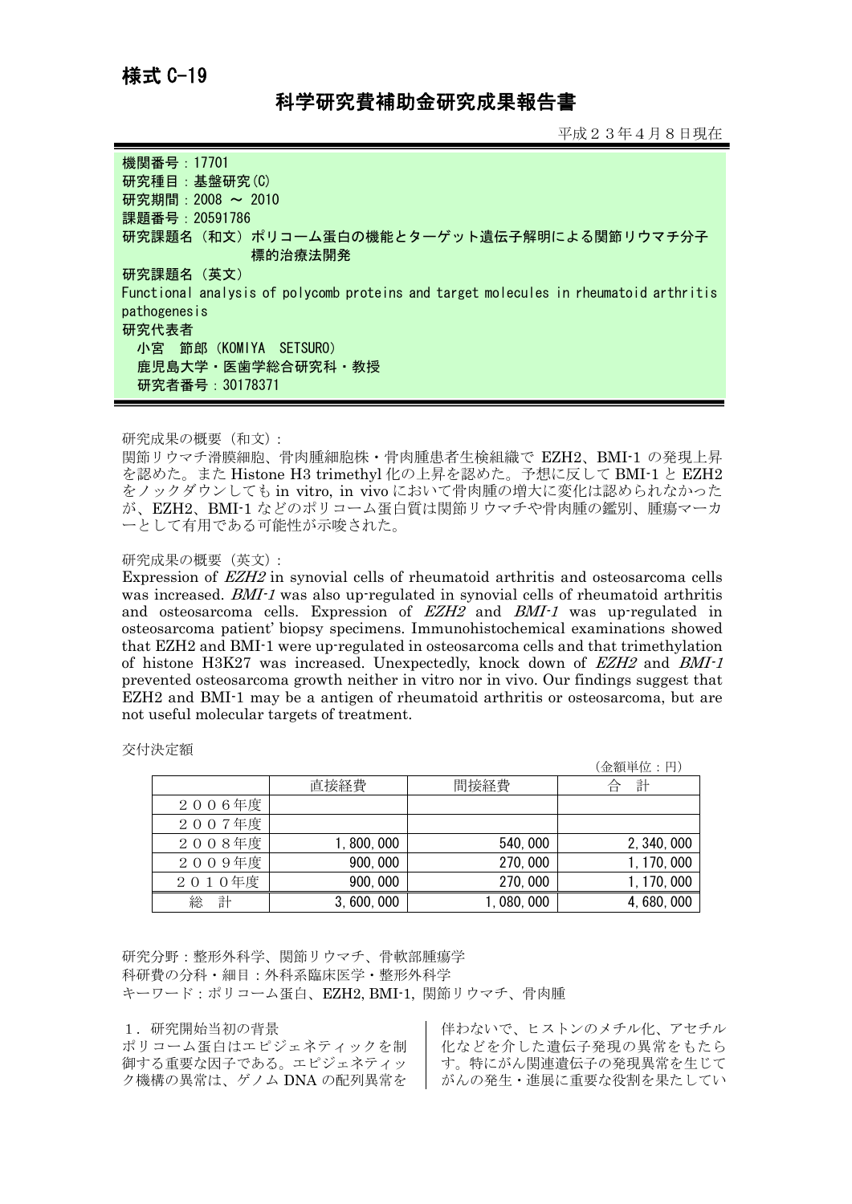様式 C-19

# 科学研究費補助金研究成果報告書

平成２３年４月８日現在

機関番号：17701
研究種目：基盤研究(C)
研究期間：2008 ～ 2010
課題番号：20591786
研究課題名（和文）ポリコーム蛋白の機能とターゲット遺伝子解明による関節リウマチ分子標的治療法開発
研究課題名（英文）
Functional analysis of polycomb proteins and target molecules in rheumatoid arthritis pathogenesis
研究代表者
小宮　節郎（KOMIYA　SETSURO）
鹿児島大学・医歯学総合研究科・教授
研究者番号：30178371

研究成果の概要（和文）：
関節リウマチ滑膜細胞、骨肉腫細胞株・骨肉腫患者生検組織で EZH2、BMI-1 の発現上昇を認めた。また Histone H3 trimethyl 化の上昇を認めた。予想に反して BMI-1 と EZH2 をノックダウンしても in vitro, in vivo において骨肉腫の増大に変化は認められなかったが、EZH2、BMI-1 などのポリコーム蛋白質は関節リウマチや骨肉腫の鑑別、腫瘍マーカーとして有用である可能性が示唆された。

研究成果の概要（英文）：
Expression of *EZH2* in synovial cells of rheumatoid arthritis and osteosarcoma cells was increased. *BMI-1* was also up-regulated in synovial cells of rheumatoid arthritis and osteosarcoma cells. Expression of *EZH2* and *BMI-1* was up-regulated in osteosarcoma patient' biopsy specimens. Immunohistochemical examinations showed that EZH2 and BMI-1 were up-regulated in osteosarcoma cells and that trimethylation of histone H3K27 was increased. Unexpectedly, knock down of *EZH2* and *BMI-1* prevented osteosarcoma growth neither in vitro nor in vivo. Our findings suggest that EZH2 and BMI-1 may be a antigen of rheumatoid arthritis or osteosarcoma, but are not useful molecular targets of treatment.

交付決定額

（金額単位：円）

| | 直接経費 | 間接経費 | 合　計 |
|---|---|---|---|
| ２００６年度 | | | |
| ２００７年度 | | | |
| ２００８年度 | 1,800,000 | 540,000 | 2,340,000 |
| ２００９年度 | 900,000 | 270,000 | 1,170,000 |
| ２０１０年度 | 900,000 | 270,000 | 1,170,000 |
| 総　計 | 3,600,000 | 1,080,000 | 4,680,000 |

研究分野：整形外科学、関節リウマチ、骨軟部腫瘍学
科研費の分科・細目：外科系臨床医学・整形外科学
キーワード：ポリコーム蛋白、EZH2, BMI-1, 関節リウマチ、骨肉腫

## １．研究開始当初の背景

ポリコーム蛋白はエピジェネティックを制御する重要な因子である。エピジェネティック機構の異常は、ゲノム DNA の配列異常を伴わないで、ヒストンのメチル化、アセチル化などを介した遺伝子発現の異常をもたらす。特にがん関連遺伝子の発現異常を生じてがんの発生・進展に重要な役割を果たしてい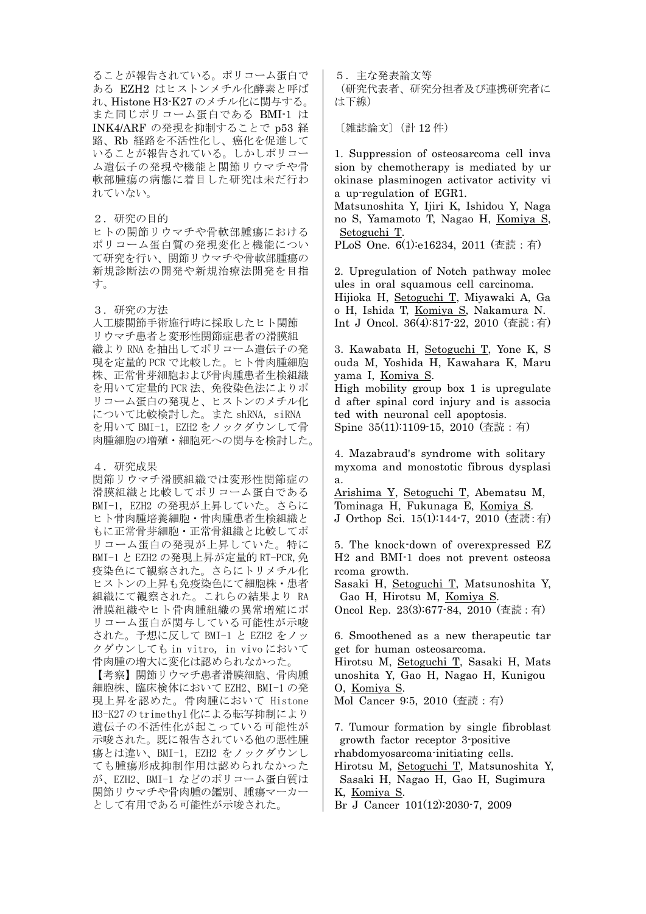ることが報告されている。ポリコーム蛋白である EZH2 はヒストンメチル化酵素と呼ばれ、Histone H3-K27 のメチル化に関与する。また同じポリコーム蛋白である BMI-1 は INK4/ARF の発現を抑制することで p53 経路、Rb 経路を不活性化し、癌化を促進していることが報告されている。しかしポリコーム遺伝子の発現や機能と関節リウマチや骨軟部腫瘍の病態に着目した研究は未だ行われていない。

## 2．研究の目的

ヒトの関節リウマチや骨軟部腫瘍におけるポリコーム蛋白質の発現変化と機能について研究を行い、関節リウマチや骨軟部腫瘍の新規診断法の開発や新規治療法開発を目指す。

## 3．研究の方法

人工膝関節手術施行時に採取したヒト関節リウマチ患者と変形性関節症患者の滑膜組織より RNA を抽出してポリコーム遺伝子の発現を定量的 PCR で比較した。ヒト骨肉腫細胞株、正常骨芽細胞および骨肉腫患者生検組織を用いて定量的 PCR 法、免疫染色法によりポリコーム蛋白の発現と、ヒストンのメチル化について比較検討した。また shRNA, siRNA を用いて BMI-1, EZH2 をノックダウンして骨肉腫細胞の増殖・細胞死への関与を検討した。

## 4．研究成果

関節リウマチ滑膜組織では変形性関節症の滑膜組織と比較してポリコーム蛋白である BMI-1, EZH2 の発現が上昇していた。さらにヒト骨肉腫培養細胞・骨肉腫患者生検組織ともに正常骨芽細胞・正常骨組織と比較してポリコーム蛋白の発現が上昇していた。特に BMI-1 と EZH2 の発現上昇が定量的 RT-PCR, 免疫染色にて観察された。さらにトリメチル化ヒストンの上昇も免疫染色にて細胞株・患者組織にて観察された。これらの結果より RA 滑膜組織やヒト骨肉腫組織の異常増殖にポリコーム蛋白が関与している可能性が示唆された。予想に反して BMI-1 と EZH2 をノックダウンしても in vitro, in vivo において骨肉腫の増大に変化は認められなかった。

【考察】関節リウマチ患者滑膜細胞、骨肉腫細胞株、臨床検体において EZH2、BMI-1 の発現上昇を認めた。骨肉腫において Histone H3-K27 の trimethyl 化による転写抑制により遺伝子の不活性化が起こっている可能性が示唆された。既に報告されている他の悪性腫瘍とは違い、BMI-1, EZH2 をノックダウンしても腫瘍形成抑制作用は認められなかったが、EZH2、BMI-1 などのポリコーム蛋白質は関節リウマチや骨肉腫の鑑別、腫瘍マーカーとして有用である可能性が示唆された。

## 5．主な発表論文等

（研究代表者、研究分担者及び連携研究者には下線）

〔雑誌論文〕（計 12 件）

1. Suppression of osteosarcoma cell invasion by chemotherapy is mediated by urokinase plasminogen activator activity via up-regulation of EGR1.
Matsunoshita Y, Ijiri K, Ishidou Y, Nagano S, Yamamoto T, Nagao H, Komiya S, Setoguchi T.
PLoS One. 6(1):e16234, 2011（査読：有）

2. Upregulation of Notch pathway molecules in oral squamous cell carcinoma.
Hijioka H, Setoguchi T, Miyawaki A, Gao H, Ishida T, Komiya S, Nakamura N.
Int J Oncol. 36(4):817-22, 2010（査読：有）

3. Kawabata H, Setoguchi T, Yone K, Souda M, Yoshida H, Kawahara K, Maruyama I, Komiya S.
High mobility group box 1 is upregulated after spinal cord injury and is associated with neuronal cell apoptosis.
Spine 35(11):1109-15, 2010（査読：有）

4. Mazabraud's syndrome with solitary myxoma and monostotic fibrous dysplasia.
Arishima Y, Setoguchi T, Abematsu M, Tominaga H, Fukunaga E, Komiya S.
J Orthop Sci. 15(1):144-7, 2010（査読：有）

5. The knock-down of overexpressed EZH2 and BMI-1 does not prevent osteosarcoma growth.
Sasaki H, Setoguchi T, Matsunoshita Y, Gao H, Hirotsu M, Komiya S.
Oncol Rep. 23(3):677-84, 2010（査読：有）

6. Smoothened as a new therapeutic target for human osteosarcoma.
Hirotsu M, Setoguchi T, Sasaki H, Matsunoshita Y, Gao H, Nagao H, Kunigou O, Komiya S.
Mol Cancer 9:5, 2010（査読：有）

7. Tumour formation by single fibroblast growth factor receptor 3-positive rhabdomyosarcoma-initiating cells.
Hirotsu M, Setoguchi T, Matsunoshita Y, Sasaki H, Nagao H, Gao H, Sugimura K, Komiya S.
Br J Cancer 101(12):2030-7, 2009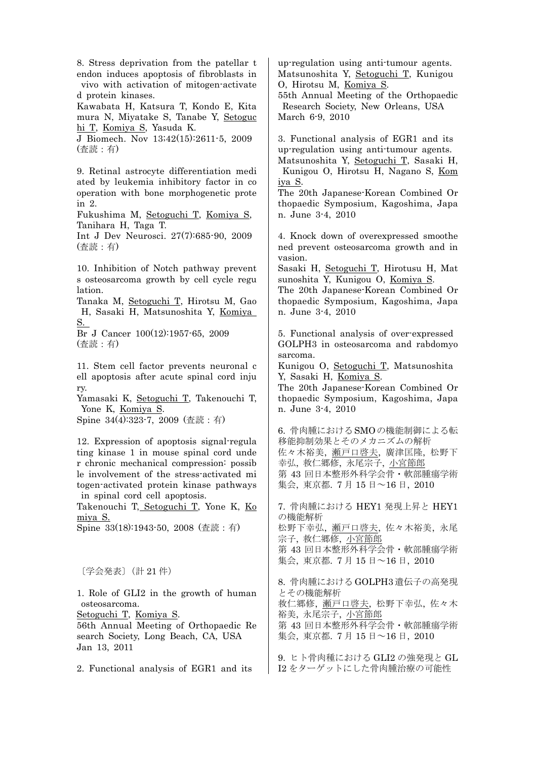8. Stress deprivation from the patellar tendon induces apoptosis of fibroblasts in vivo with activation of mitogen-activated protein kinases.
Kawabata H, Katsura T, Kondo E, Kitamura N, Miyatake S, Tanabe Y, Setoguchi T, Komiya S, Yasuda K.
J Biomech. Nov 13;42(15):2611-5, 2009
(査読：有)

9. Retinal astrocyte differentiation mediated by leukemia inhibitory factor in cooperation with bone morphogenetic protein 2.
Fukushima M, Setoguchi T, Komiya S, Tanihara H, Taga T.
Int J Dev Neurosci. 27(7):685-90, 2009
(査読：有)

10. Inhibition of Notch pathway prevents osteosarcoma growth by cell cycle regulation.
Tanaka M, Setoguchi T, Hirotsu M, Gao H, Sasaki H, Matsunoshita Y, Komiya S.
Br J Cancer 100(12):1957-65, 2009
(査読：有)

11. Stem cell factor prevents neuronal cell apoptosis after acute spinal cord injury.
Yamasaki K, Setoguchi T, Takenouchi T, Yone K, Komiya S.
Spine 34(4):323-7, 2009 (査読：有)

12. Expression of apoptosis signal-regulating kinase 1 in mouse spinal cord under chronic mechanical compression: possible involvement of the stress-activated mitogen-activated protein kinase pathways in spinal cord cell apoptosis.
Takenouchi T, Setoguchi T, Yone K, Komiya S.
Spine 33(18):1943-50, 2008 (査読：有)

〔学会発表〕（計 21 件）

1. Role of GLI2 in the growth of human osteosarcoma.
Setoguchi T, Komiya S.
56th Annual Meeting of Orthopaedic Research Society, Long Beach, CA, USA
Jan 13, 2011

2. Functional analysis of EGR1 and its up-regulation using anti-tumour agents.
Matsunoshita Y, Setoguchi T, Kunigou O, Hirotsu M, Komiya S.
55th Annual Meeting of the Orthopaedic Research Society, New Orleans, USA
March 6-9, 2010

3. Functional analysis of EGR1 and its up-regulation using anti-tumour agents.
Matsunoshita Y, Setoguchi T, Sasaki H, Kunigou O, Hirotsu H, Nagano S, Komiya S.
The 20th Japanese-Korean Combined Orthopaedic Symposium, Kagoshima, Japan. June 3-4, 2010

4. Knock down of overexpressed smoothened prevent osteosarcoma growth and invasion.
Sasaki H, Setoguchi T, Hirotusu H, Matsunoshita Y, Kunigou O, Komiya S.
The 20th Japanese-Korean Combined Orthopaedic Symposium, Kagoshima, Japan. June 3-4, 2010

5. Functional analysis of over-expressed GOLPH3 in osteosarcoma and rabdomyosarcoma.
Kunigou O, Setoguchi T, Matsunoshita Y, Sasaki H, Komiya S.
The 20th Japanese-Korean Combined Orthopaedic Symposium, Kagoshima, Japan. June 3-4, 2010

6. 骨肉腫におけるSMOの機能制御による転移能抑制効果とそのメカニズムの解析
佐々木裕美, 瀬戸口啓夫, 廣津匡隆, 松野下幸弘, 救仁郷修, 永尾宗子, 小宮節郎
第 43 回日本整形外科学会骨・軟部腫瘍学術集会, 東京都. 7 月 15 日～16 日, 2010

7. 骨肉腫における HEY1 発現上昇と HEY1 の機能解析
松野下幸弘, 瀬戸口啓夫, 佐々木裕美, 永尾宗子, 救仁郷修, 小宮節郎
第 43 回日本整形外科学会骨・軟部腫瘍学術集会, 東京都. 7 月 15 日～16 日, 2010

8. 骨肉腫における GOLPH3 遺伝子の高発現とその機能解析
救仁郷修, 瀬戸口啓夫, 松野下幸弘, 佐々木裕美, 永尾宗子, 小宮節郎
第 43 回日本整形外科学会骨・軟部腫瘍学術集会, 東京都. 7 月 15 日～16 日, 2010

9. ヒト骨肉種における GLI2 の強発現と GLI2 をターゲットにした骨肉腫治療の可能性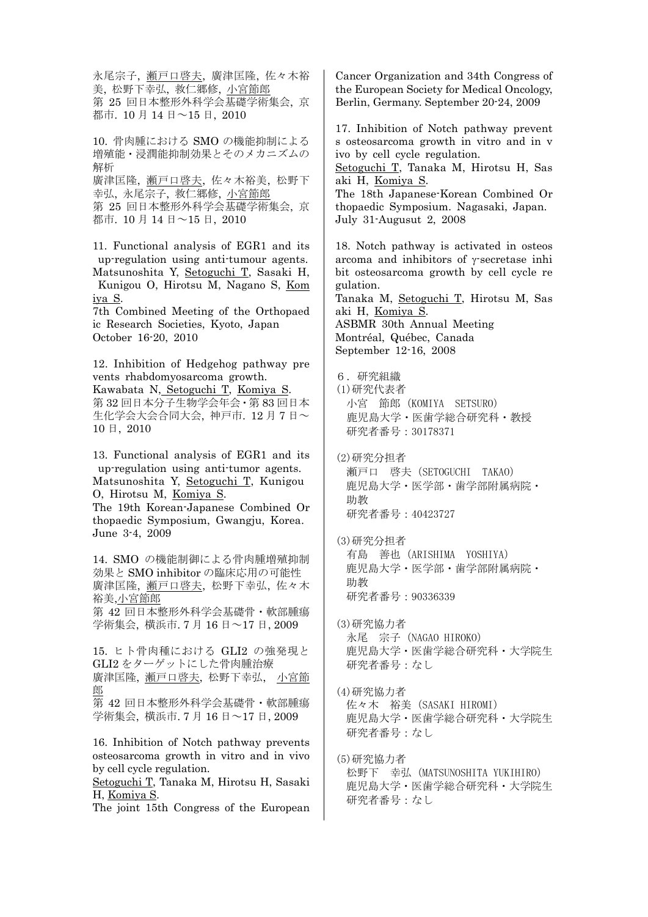永尾宗子, 瀬戸口啓夫, 廣津匡隆, 佐々木裕美, 松野下幸弘, 救仁郷修, 小宮節郎
第 25 回日本整形外科学会基礎学術集会, 京都市. 10 月 14 日～15 日, 2010

10. 骨肉腫における SMO の機能抑制による増殖能・浸潤能抑制効果とそのメカニズムの解析
廣津匡隆, 瀬戸口啓夫, 佐々木裕美, 松野下幸弘, 永尾宗子, 救仁郷修, 小宮節郎
第 25 回日本整形外科学会基礎学術集会, 京都市. 10 月 14 日～15 日, 2010

11. Functional analysis of EGR1 and its up-regulation using anti-tumour agents.
Matsunoshita Y, Setoguchi T, Sasaki H, Kunigou O, Hirotsu M, Nagano S, Komiya S.
7th Combined Meeting of the Orthopaedic Research Societies, Kyoto, Japan October 16-20, 2010

12. Inhibition of Hedgehog pathway prevents rhabdomyosarcoma growth.
Kawabata N, Setoguchi T, Komiya S.
第 32 回日本分子生物学会年会・第 83 回日本生化学会大会合同大会, 神戸市. 12 月 7 日～10 日, 2010

13. Functional analysis of EGR1 and its up-regulation using anti-tumor agents.
Matsunoshita Y, Setoguchi T, Kunigou O, Hirotsu M, Komiya S.
The 19th Korean-Japanese Combined Orthopaedic Symposium, Gwangju, Korea. June 3-4, 2009

14. SMO の機能制御による骨肉腫増殖抑制効果と SMO inhibitor の臨床応用の可能性
廣津匡隆, 瀬戸口啓夫, 松野下幸弘, 佐々木裕美,小宮節郎
第 42 回日本整形外科学会基礎骨・軟部腫瘍学術集会, 横浜市. 7 月 16 日～17 日, 2009

15. ヒト骨肉種における GLI2 の強発現と GLI2 をターゲットにした骨肉腫治療
廣津匡隆, 瀬戸口啓夫, 松野下幸弘, 小宮節郎
第 42 回日本整形外科学会基礎骨・軟部腫瘍学術集会, 横浜市. 7 月 16 日～17 日, 2009

16. Inhibition of Notch pathway prevents osteosarcoma growth in vitro and in vivo by cell cycle regulation.
Setoguchi T, Tanaka M, Hirotsu H, Sasaki H, Komiya S.
The joint 15th Congress of the European Cancer Organization and 34th Congress of the European Society for Medical Oncology, Berlin, Germany. September 20-24, 2009

17. Inhibition of Notch pathway prevents osteosarcoma growth in vitro and in vivo by cell cycle regulation.
Setoguchi T, Tanaka M, Hirotsu H, Sasaki H, Komiya S.
The 18th Japanese-Korean Combined Orthopaedic Symposium. Nagasaki, Japan. July 31-Augusut 2, 2008

18. Notch pathway is activated in osteosarcoma and inhibitors of γ-secretase inhibit osteosarcoma growth by cell cycle regulation.
Tanaka M, Setoguchi T, Hirotsu M, Sasaki H, Komiya S.
ASBMR 30th Annual Meeting
Montréal, Québec, Canada
September 12-16, 2008

６．研究組織

(1)研究代表者
小宮　節郎 (KOMIYA　SETSURO)
鹿児島大学・医歯学総合研究科・教授
研究者番号：30178371

(2)研究分担者
瀬戸口　啓夫 (SETOGUCHI　TAKAO)
鹿児島大学・医学部・歯学部附属病院・助教
研究者番号：40423727

(3)研究分担者
有島　善也 (ARISHIMA　YOSHIYA)
鹿児島大学・医学部・歯学部附属病院・助教
研究者番号：90336339

(3)研究協力者
永尾　宗子 (NAGAO HIROKO)
鹿児島大学・医歯学総合研究科・大学院生
研究者番号：なし

(4)研究協力者
佐々木　裕美 (SASAKI HIROMI)
鹿児島大学・医歯学総合研究科・大学院生
研究者番号：なし

(5)研究協力者
松野下　幸弘 (MATSUNOSHITA YUKIHIRO)
鹿児島大学・医歯学総合研究科・大学院生
研究者番号：なし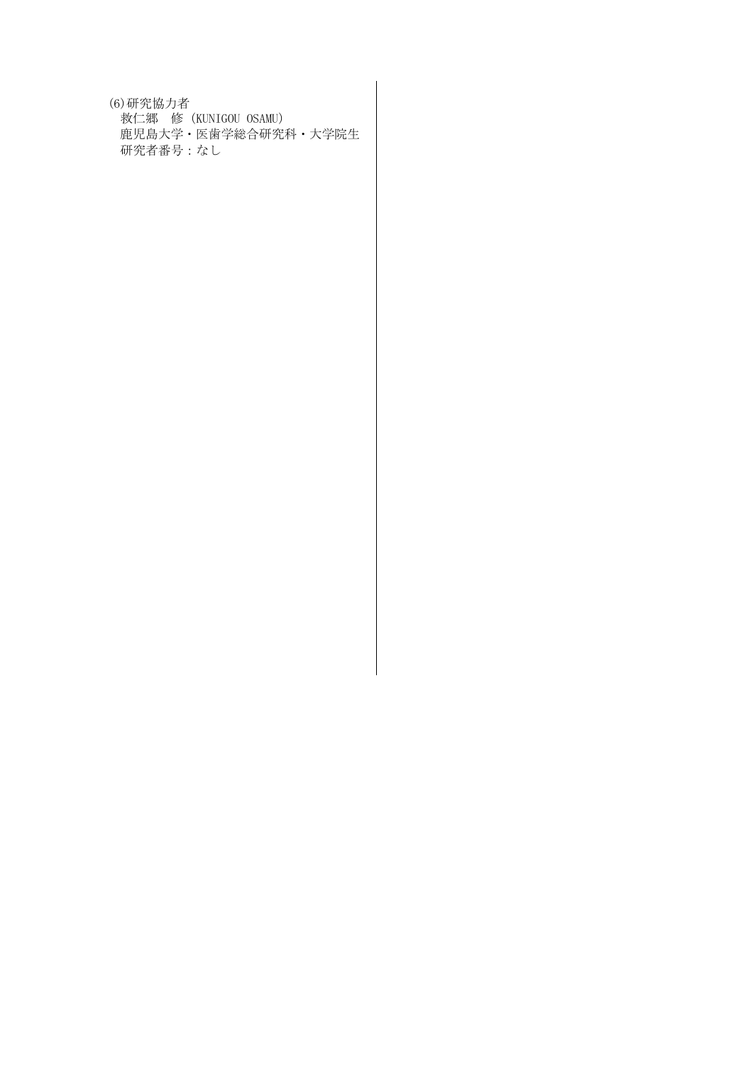(6)研究協力者

救仁郷　修 (KUNIGOU OSAMU)

鹿児島大学・医歯学総合研究科・大学院生

研究者番号：なし